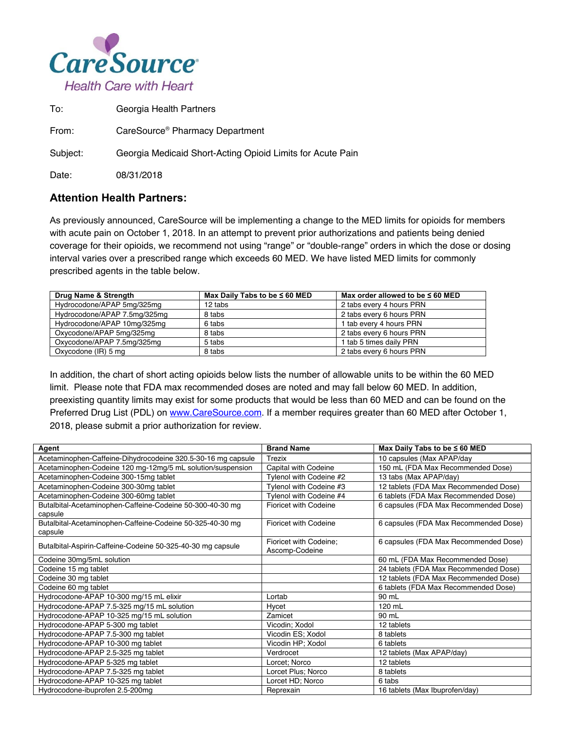CareSource®

Health Care with Heart

To: Georgia Health Partners

From: CareSource® Pharmacy Department

Subject: Georgia Medicaid Short-Acting Opioid Limits for Acute Pain

Date: 08/31/2018

## Attention Health Partners:

As previously announced, CareSource will be implementing a change to the MED limits for opioids for members with acute pain on October 1, 2018. In an attempt to prevent prior authorizations and patients being denied coverage for their opioids, we recommend not using "range" or "double-range" orders in which the dose or dosing interval varies over a prescribed range which exceeds 60 MED. We have listed MED limits for commonly prescribed agents in the table below.

| Drug Name & Strength | Max Daily Tabs to be ≤ 60 MED | Max order allowed to be ≤ 60 MED |
|---|---|---|
| Hydrocodone/APAP 5mg/325mg | 12 tabs | 2 tabs every 4 hours PRN |
| Hydrocodone/APAP 7.5mg/325mg | 8 tabs | 2 tabs every 6 hours PRN |
| Hydrocodone/APAP 10mg/325mg | 6 tabs | 1 tab every 4 hours PRN |
| Oxycodone/APAP 5mg/325mg | 8 tabs | 2 tabs every 6 hours PRN |
| Oxycodone/APAP 7.5mg/325mg | 5 tabs | 1 tab 5 times daily PRN |
| Oxycodone (IR) 5 mg | 8 tabs | 2 tabs every 6 hours PRN |

In addition, the chart of short acting opioids below lists the number of allowable units to be within the 60 MED limit. Please note that FDA max recommended doses are noted and may fall below 60 MED. In addition, preexisting quantity limits may exist for some products that would be less than 60 MED and can be found on the Preferred Drug List (PDL) on www.CareSource.com. If a member requires greater than 60 MED after October 1, 2018, please submit a prior authorization for review.

| Agent | Brand Name | Max Daily Tabs to be ≤ 60 MED |
|---|---|---|
| Acetaminophen-Caffeine-Dihydrocodeine 320.5-30-16 mg capsule | Trezix | 10 capsules (Max APAP/day |
| Acetaminophen-Codeine 120 mg-12mg/5 mL solution/suspension | Capital with Codeine | 150 mL (FDA Max Recommended Dose) |
| Acetaminophen-Codeine 300-15mg tablet | Tylenol with Codeine #2 | 13 tabs (Max APAP/day) |
| Acetaminophen-Codeine 300-30mg tablet | Tylenol with Codeine #3 | 12 tablets (FDA Max Recommended Dose) |
| Acetaminophen-Codeine 300-60mg tablet | Tylenol with Codeine #4 | 6 tablets (FDA Max Recommended Dose) |
| Butalbital-Acetaminophen-Caffeine-Codeine 50-300-40-30 mg capsule | Fioricet with Codeine | 6 capsules (FDA Max Recommended Dose) |
| Butalbital-Acetaminophen-Caffeine-Codeine 50-325-40-30 mg capsule | Fioricet with Codeine | 6 capsules (FDA Max Recommended Dose) |
| Butalbital-Aspirin-Caffeine-Codeine 50-325-40-30 mg capsule | Fioricet with Codeine; Ascomp-Codeine | 6 capsules (FDA Max Recommended Dose) |
| Codeine 30mg/5mL solution | | 60 mL (FDA Max Recommended Dose) |
| Codeine 15 mg tablet | | 24 tablets (FDA Max Recommended Dose) |
| Codeine 30 mg tablet | | 12 tablets (FDA Max Recommended Dose) |
| Codeine 60 mg tablet | | 6 tablets (FDA Max Recommended Dose) |
| Hydrocodone-APAP 10-300 mg/15 mL elixir | Lortab | 90 mL |
| Hydrocodone-APAP 7.5-325 mg/15 mL solution | Hycet | 120 mL |
| Hydrocodone-APAP 10-325 mg/15 mL solution | Zamicet | 90 mL |
| Hydrocodone-APAP 5-300 mg tablet | Vicodin; Xodol | 12 tablets |
| Hydrocodone-APAP 7.5-300 mg tablet | Vicodin ES; Xodol | 8 tablets |
| Hydrocodone-APAP 10-300 mg tablet | Vicodin HP; Xodol | 6 tablets |
| Hydrocodone-APAP 2.5-325 mg tablet | Verdrocet | 12 tablets (Max APAP/day) |
| Hydrocodone-APAP 5-325 mg tablet | Lorcet; Norco | 12 tablets |
| Hydrocodone-APAP 7.5-325 mg tablet | Lorcet Plus; Norco | 8 tablets |
| Hydrocodone-APAP 10-325 mg tablet | Lorcet HD; Norco | 6 tabs |
| Hydrocodone-ibuprofen 2.5-200mg | Reprexain | 16 tablets (Max Ibuprofen/day) |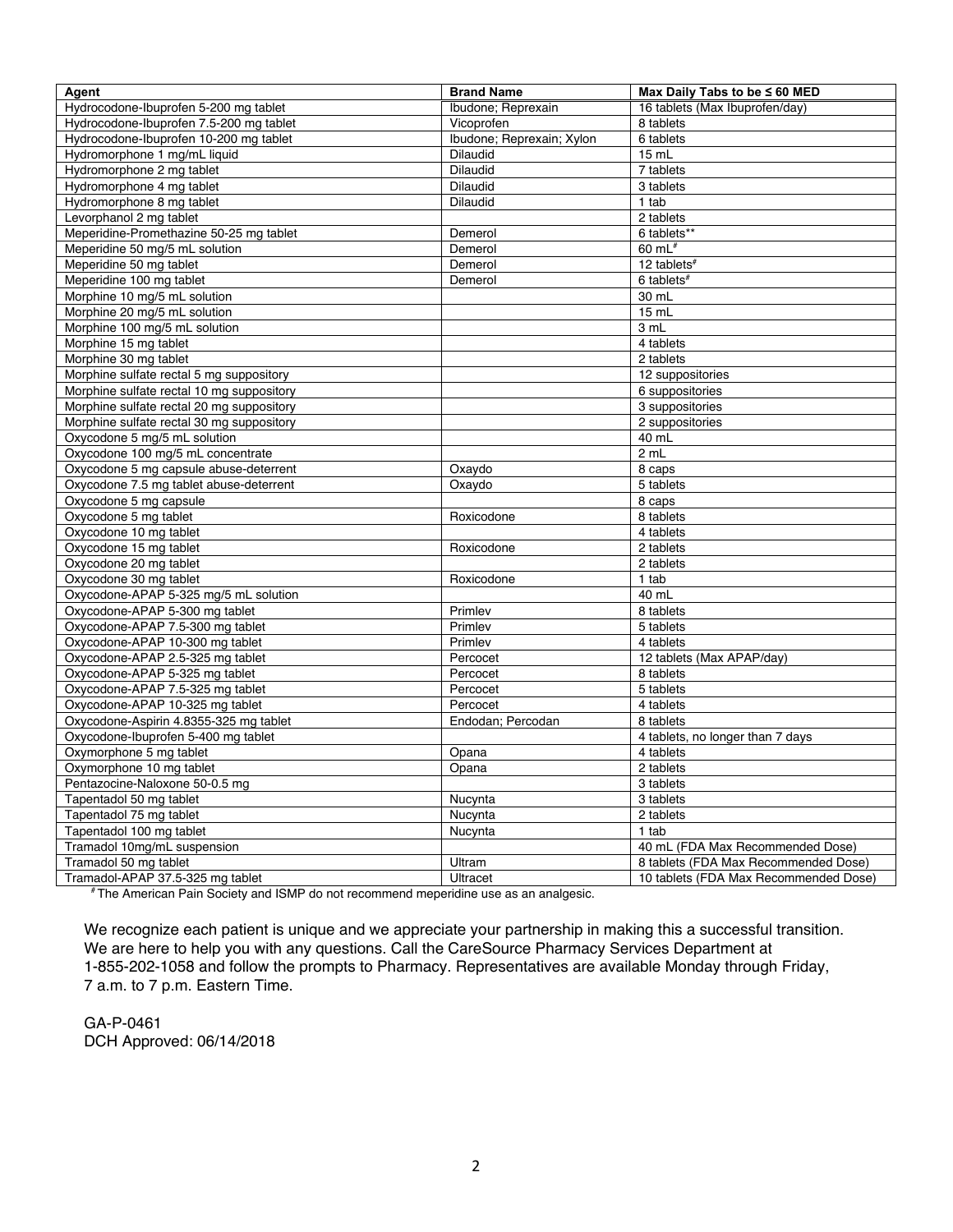| Agent | Brand Name | Max Daily Tabs to be ≤ 60 MED |
|---|---|---|
| Hydrocodone-Ibuprofen 5-200 mg tablet | Ibudone; Reprexain | 16 tablets (Max Ibuprofen/day) |
| Hydrocodone-Ibuprofen 7.5-200 mg tablet | Vicoprofen | 8 tablets |
| Hydrocodone-Ibuprofen 10-200 mg tablet | Ibudone; Reprexain; Xylon | 6 tablets |
| Hydromorphone 1 mg/mL liquid | Dilaudid | 15 mL |
| Hydromorphone 2 mg tablet | Dilaudid | 7 tablets |
| Hydromorphone 4 mg tablet | Dilaudid | 3 tablets |
| Hydromorphone 8 mg tablet | Dilaudid | 1 tab |
| Levorphanol 2 mg tablet | | 2 tablets |
| Meperidine-Promethazine 50-25 mg tablet | Demerol | 6 tablets** |
| Meperidine 50 mg/5 mL solution | Demerol | 60 mL[#] |
| Meperidine 50 mg tablet | Demerol | 12 tablets[#] |
| Meperidine 100 mg tablet | Demerol | 6 tablets[#] |
| Morphine 10 mg/5 mL solution | | 30 mL |
| Morphine 20 mg/5 mL solution | | 15 mL |
| Morphine 100 mg/5 mL solution | | 3 mL |
| Morphine 15 mg tablet | | 4 tablets |
| Morphine 30 mg tablet | | 2 tablets |
| Morphine sulfate rectal 5 mg suppository | | 12 suppositories |
| Morphine sulfate rectal 10 mg suppository | | 6 suppositories |
| Morphine sulfate rectal 20 mg suppository | | 3 suppositories |
| Morphine sulfate rectal 30 mg suppository | | 2 suppositories |
| Oxycodone 5 mg/5 mL solution | | 40 mL |
| Oxycodone 100 mg/5 mL concentrate | | 2 mL |
| Oxycodone 5 mg capsule abuse-deterrent | Oxaydo | 8 caps |
| Oxycodone 7.5 mg tablet abuse-deterrent | Oxaydo | 5 tablets |
| Oxycodone 5 mg capsule | | 8 caps |
| Oxycodone 5 mg tablet | Roxicodone | 8 tablets |
| Oxycodone 10 mg tablet | | 4 tablets |
| Oxycodone 15 mg tablet | Roxicodone | 2 tablets |
| Oxycodone 20 mg tablet | | 2 tablets |
| Oxycodone 30 mg tablet | Roxicodone | 1 tab |
| Oxycodone-APAP 5-325 mg/5 mL solution | | 40 mL |
| Oxycodone-APAP 5-300 mg tablet | Primlev | 8 tablets |
| Oxycodone-APAP 7.5-300 mg tablet | Primlev | 5 tablets |
| Oxycodone-APAP 10-300 mg tablet | Primlev | 4 tablets |
| Oxycodone-APAP 2.5-325 mg tablet | Percocet | 12 tablets (Max APAP/day) |
| Oxycodone-APAP 5-325 mg tablet | Percocet | 8 tablets |
| Oxycodone-APAP 7.5-325 mg tablet | Percocet | 5 tablets |
| Oxycodone-APAP 10-325 mg tablet | Percocet | 4 tablets |
| Oxycodone-Aspirin 4.8355-325 mg tablet | Endodan; Percodan | 8 tablets |
| Oxycodone-Ibuprofen 5-400 mg tablet | | 4 tablets, no longer than 7 days |
| Oxymorphone 5 mg tablet | Opana | 4 tablets |
| Oxymorphone 10 mg tablet | Opana | 2 tablets |
| Pentazocine-Naloxone 50-0.5 mg | | 3 tablets |
| Tapentadol 50 mg tablet | Nucynta | 3 tablets |
| Tapentadol 75 mg tablet | Nucynta | 2 tablets |
| Tapentadol 100 mg tablet | Nucynta | 1 tab |
| Tramadol 10mg/mL suspension | | 40 mL (FDA Max Recommended Dose) |
| Tramadol 50 mg tablet | Ultram | 8 tablets (FDA Max Recommended Dose) |
| Tramadol-APAP 37.5-325 mg tablet | Ultracet | 10 tablets (FDA Max Recommended Dose) |

[#] The American Pain Society and ISMP do not recommend meperidine use as an analgesic.

We recognize each patient is unique and we appreciate your partnership in making this a successful transition. We are here to help you with any questions. Call the CareSource Pharmacy Services Department at 1-855-202-1058 and follow the prompts to Pharmacy. Representatives are available Monday through Friday, 7 a.m. to 7 p.m. Eastern Time.

GA-P-0461
DCH Approved: 06/14/2018